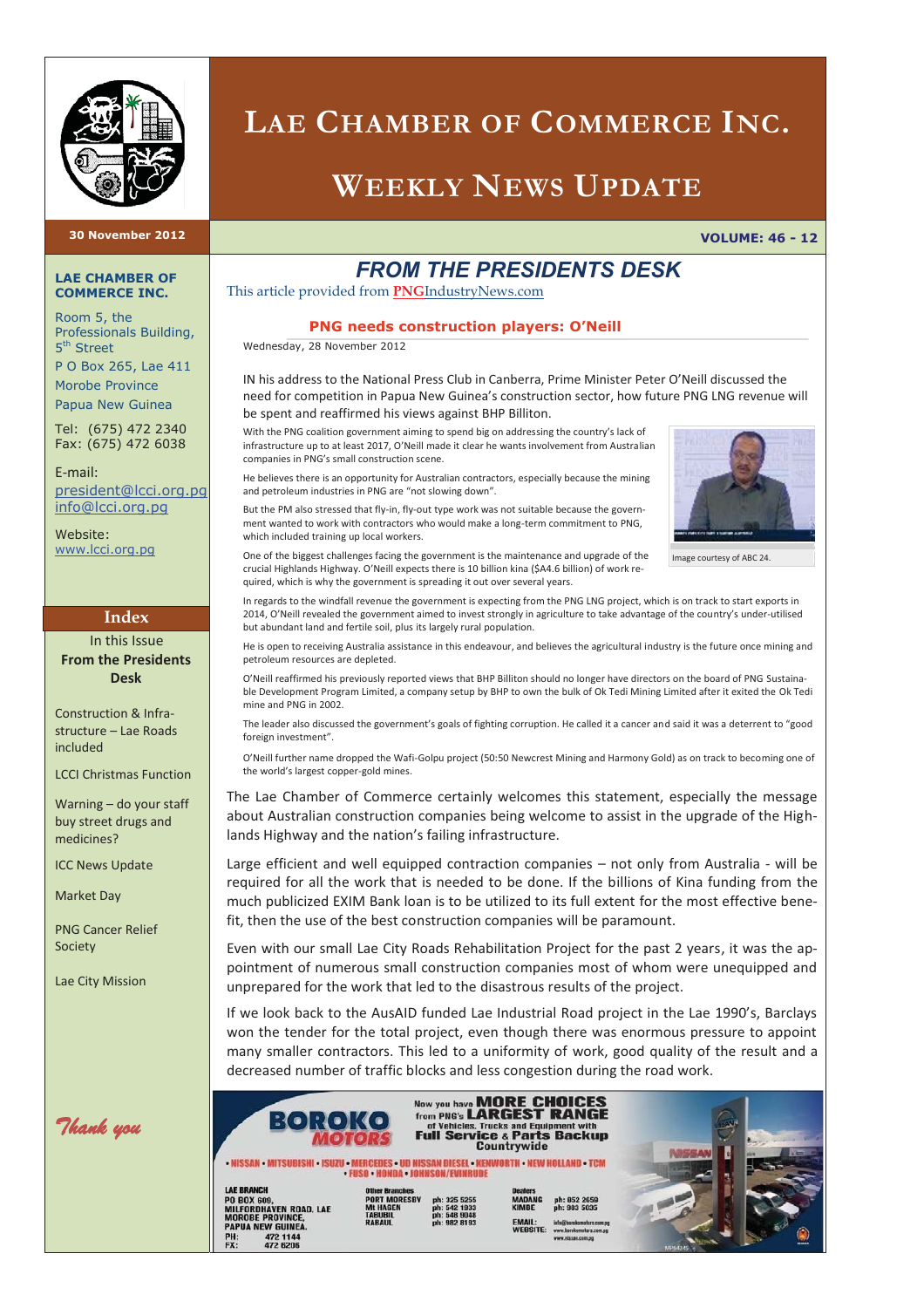# Lae Chamber of Commerce Inc.

# Weekly News Update

**30 November 2012** **VOLUME: 46 - 12**

**LAE CHAMBER OF COMMERCE INC.**

Room 5, the Professionals Building, 5th Street
P O Box 265, Lae 411
Morobe Province
Papua New Guinea

Tel: (675) 472 2340
Fax: (675) 472 6038

E-mail:
president@lcci.org.pg
info@lcci.org.pg

Website:
www.lcci.org.pg

## Index

In this Issue
**From the Presidents Desk**

Construction & Infrastructure – Lae Roads included

LCCI Christmas Function

Warning – do your staff buy street drugs and medicines?

ICC News Update

Market Day

PNG Cancer Relief Society

Lae City Mission

*Thank you*

## *FROM THE PRESIDENTS DESK*

This article provided from PNGIndustryNews.com

### PNG needs construction players: O'Neill

Wednesday, 28 November 2012

IN his address to the National Press Club in Canberra, Prime Minister Peter O'Neill discussed the need for competition in Papua New Guinea's construction sector, how future PNG LNG revenue will be spent and reaffirmed his views against BHP Billiton.

With the PNG coalition government aiming to spend big on addressing the country's lack of infrastructure up to at least 2017, O'Neill made it clear he wants involvement from Australian companies in PNG's small construction scene.

He believes there is an opportunity for Australian contractors, especially because the mining and petroleum industries in PNG are "not slowing down".

But the PM also stressed that fly-in, fly-out type work was not suitable because the government wanted to work with contractors who would make a long-term commitment to PNG, which included training up local workers.

Image courtesy of ABC 24.

One of the biggest challenges facing the government is the maintenance and upgrade of the crucial Highlands Highway. O'Neill expects there is 10 billion kina ($A4.6 billion) of work required, which is why the government is spreading it out over several years.

In regards to the windfall revenue the government is expecting from the PNG LNG project, which is on track to start exports in 2014, O'Neill revealed the government aimed to invest strongly in agriculture to take advantage of the country's under-utilised but abundant land and fertile soil, plus its largely rural population.

He is open to receiving Australia assistance in this endeavour, and believes the agricultural industry is the future once mining and petroleum resources are depleted.

O'Neill reaffirmed his previously reported views that BHP Billiton should no longer have directors on the board of PNG Sustainable Development Program Limited, a company setup by BHP to own the bulk of Ok Tedi Mining Limited after it exited the Ok Tedi mine and PNG in 2002.

The leader also discussed the government's goals of fighting corruption. He called it a cancer and said it was a deterrent to "good foreign investment".

O'Neill further name dropped the Wafi-Golpu project (50:50 Newcrest Mining and Harmony Gold) as on track to becoming one of the world's largest copper-gold mines.

The Lae Chamber of Commerce certainly welcomes this statement, especially the message about Australian construction companies being welcome to assist in the upgrade of the Highlands Highway and the nation's failing infrastructure.

Large efficient and well equipped contraction companies – not only from Australia - will be required for all the work that is needed to be done. If the billions of Kina funding from the much publicized EXIM Bank loan is to be utilized to its full extent for the most effective benefit, then the use of the best construction companies will be paramount.

Even with our small Lae City Roads Rehabilitation Project for the past 2 years, it was the appointment of numerous small construction companies most of whom were unequipped and unprepared for the work that led to the disastrous results of the project.

If we look back to the AusAID funded Lae Industrial Road project in the Lae 1990's, Barclays won the tender for the total project, even though there was enormous pressure to appoint many smaller contractors. This led to a uniformity of work, good quality of the result and a decreased number of traffic blocks and less congestion during the road work.

**BOROKO MOTORS** — Now you have MORE CHOICES from PNG's LARGEST RANGE of Vehicles, Trucks and Equipment with Full Service & Parts Backup Countrywide

• NISSAN • MITSUBISHI • ISUZU • MERCEDES • UD NISSAN DIESEL • KENWORTH • NEW HOLLAND • TCM • FUSO • HONDA • JOHNSON/EVINRUDE

LAE BRANCH
PO BOX 609,
MILFORDHAVEN ROAD, LAE
MOROBE PROVINCE,
PAPUA NEW GUINEA.
PH: 472 1144
FX: 472 6206

Other Branches
PORT MORESBY ph: 325 5255
Mt HAGEN ph: 542 1933
TABUBIL ph: 548 9048
RABAUL ph: 982 8193

Dealers
MADANG ph: 852 2659
KIMBE ph: 983 5635

EMAIL: info@borokomotors.com.pg
WEBSITE: www.borokomotors.com.pg www.nissan.com.pg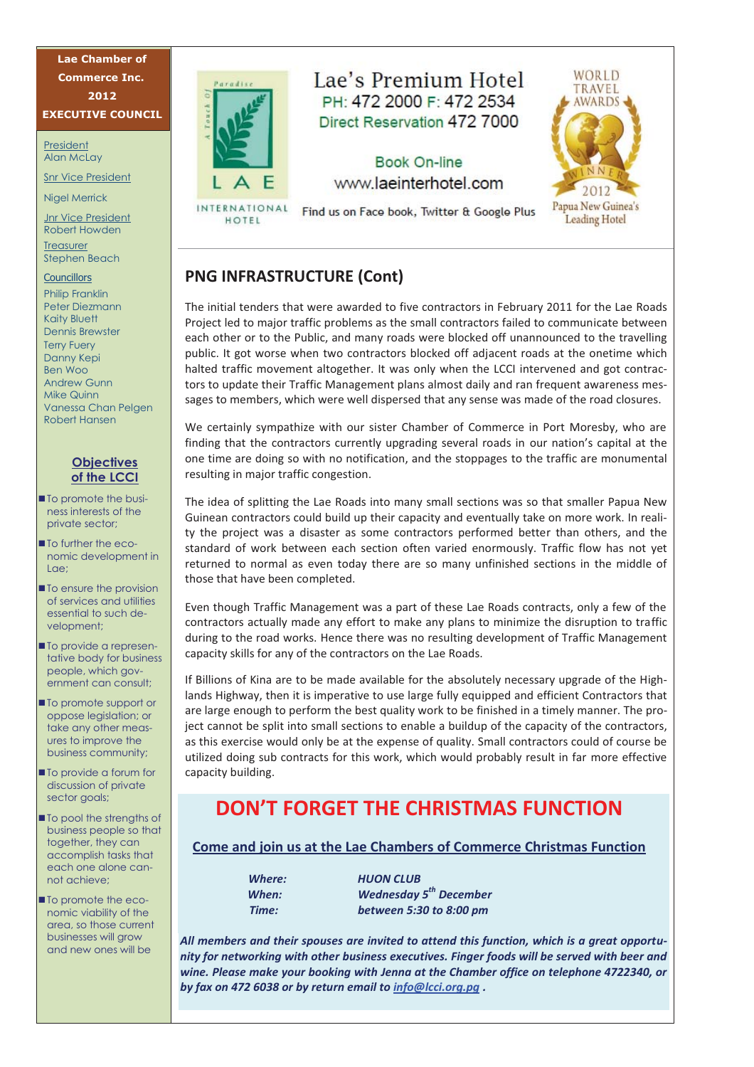**Lae Chamber of Commerce Inc. 2012 EXECUTIVE COUNCIL**

President
Alan McLay

Snr Vice President

Nigel Merrick

Jnr Vice President
Robert Howden

Treasurer
Stephen Beach

Councillors
Philip Franklin
Peter Diezmann
Kaity Bluett
Dennis Brewster
Terry Fuery
Danny Kepi
Ben Woo
Andrew Gunn
Mike Quinn
Vanessa Chan Pelgen
Robert Hansen

**Objectives of the LCCI**

- To promote the business interests of the private sector;
- To further the economic development in Lae;
- To ensure the provision of services and utilities essential to such development;
- To provide a representative body for business people, which government can consult;
- To promote support or oppose legislation; or take any other measures to improve the business community;
- To provide a forum for discussion of private sector goals;
- To pool the strengths of business people so that together, they can accomplish tasks that each one alone cannot achieve;
- To promote the economic viability of the area, so those current businesses will grow and new ones will be

Paradise — A Touch of — LAE INTERNATIONAL HOTEL

Lae's Premium Hotel
PH: 472 2000 F: 472 2534
Direct Reservation 472 7000

Book On-line
www.laeinterhotel.com

Find us on Face book, Twitter & Google Plus

WORLD TRAVEL AWARDS WINNER 2012 Papua New Guinea's Leading Hotel

## PNG INFRASTRUCTURE (Cont)

The initial tenders that were awarded to five contractors in February 2011 for the Lae Roads Project led to major traffic problems as the small contractors failed to communicate between each other or to the Public, and many roads were blocked off unannounced to the travelling public. It got worse when two contractors blocked off adjacent roads at the onetime which halted traffic movement altogether. It was only when the LCCI intervened and got contractors to update their Traffic Management plans almost daily and ran frequent awareness messages to members, which were well dispersed that any sense was made of the road closures.

We certainly sympathize with our sister Chamber of Commerce in Port Moresby, who are finding that the contractors currently upgrading several roads in our nation's capital at the one time are doing so with no notification, and the stoppages to the traffic are monumental resulting in major traffic congestion.

The idea of splitting the Lae Roads into many small sections was so that smaller Papua New Guinean contractors could build up their capacity and eventually take on more work. In reality the project was a disaster as some contractors performed better than others, and the standard of work between each section often varied enormously. Traffic flow has not yet returned to normal as even today there are so many unfinished sections in the middle of those that have been completed.

Even though Traffic Management was a part of these Lae Roads contracts, only a few of the contractors actually made any effort to make any plans to minimize the disruption to traffic during to the road works. Hence there was no resulting development of Traffic Management capacity skills for any of the contractors on the Lae Roads.

If Billions of Kina are to be made available for the absolutely necessary upgrade of the Highlands Highway, then it is imperative to use large fully equipped and efficient Contractors that are large enough to perform the best quality work to be finished in a timely manner. The project cannot be split into small sections to enable a buildup of the capacity of the contractors, as this exercise would only be at the expense of quality. Small contractors could of course be utilized doing sub contracts for this work, which would probably result in far more effective capacity building.

# DON'T FORGET THE CHRISTMAS FUNCTION

**Come and join us at the Lae Chambers of Commerce Christmas Function**

***Where:*** ***HUON CLUB***
***When:*** ***Wednesday 5th December***
***Time:*** ***between 5:30 to 8:00 pm***

***All members and their spouses are invited to attend this function, which is a great opportunity for networking with other business executives. Finger foods will be served with beer and wine. Please make your booking with Jenna at the Chamber office on telephone 4722340, or by fax on 472 6038 or by return email to info@lcci.org.pg .***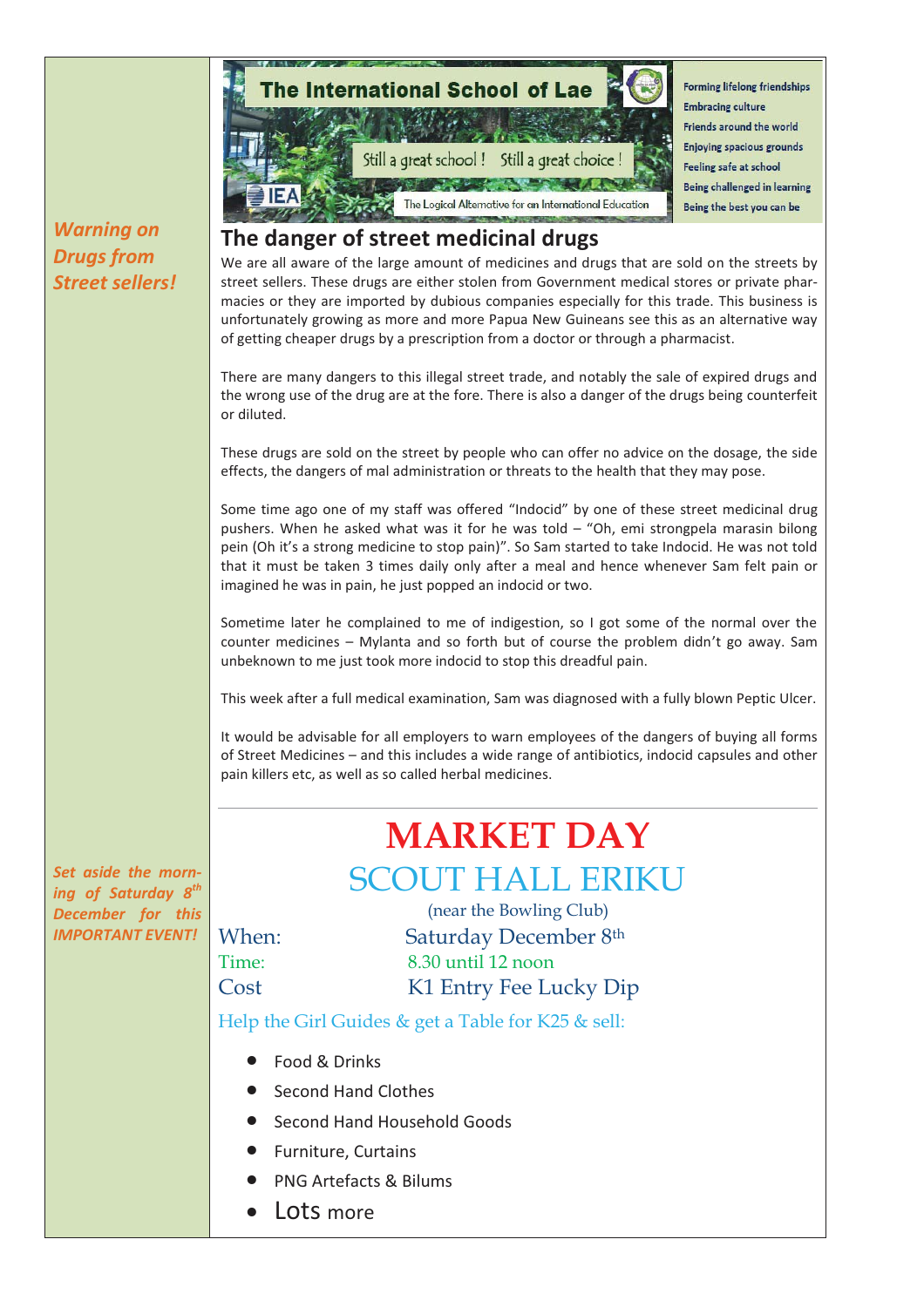The International School of Lae

Still a great school ! Still a great choice !

IEA — The Logical Alternative for an International Education

Forming lifelong friendships
Embracing culture
Friends around the world
Enjoying spacious grounds
Feeling safe at school
Being challenged in learning
Being the best you can be

*Warning on Drugs from Street sellers!*

## The danger of street medicinal drugs

We are all aware of the large amount of medicines and drugs that are sold on the streets by street sellers. These drugs are either stolen from Government medical stores or private pharmacies or they are imported by dubious companies especially for this trade. This business is unfortunately growing as more and more Papua New Guineans see this as an alternative way of getting cheaper drugs by a prescription from a doctor or through a pharmacist.

There are many dangers to this illegal street trade, and notably the sale of expired drugs and the wrong use of the drug are at the fore. There is also a danger of the drugs being counterfeit or diluted.

These drugs are sold on the street by people who can offer no advice on the dosage, the side effects, the dangers of mal administration or threats to the health that they may pose.

Some time ago one of my staff was offered "Indocid" by one of these street medicinal drug pushers. When he asked what was it for he was told – "Oh, emi strongpela marasin bilong pein (Oh it's a strong medicine to stop pain)". So Sam started to take Indocid. He was not told that it must be taken 3 times daily only after a meal and hence whenever Sam felt pain or imagined he was in pain, he just popped an indocid or two.

Sometime later he complained to me of indigestion, so I got some of the normal over the counter medicines – Mylanta and so forth but of course the problem didn't go away. Sam unbeknown to me just took more indocid to stop this dreadful pain.

This week after a full medical examination, Sam was diagnosed with a fully blown Peptic Ulcer.

It would be advisable for all employers to warn employees of the dangers of buying all forms of Street Medicines – and this includes a wide range of antibiotics, indocid capsules and other pain killers etc, as well as so called herbal medicines.

---

*Set aside the morning of Saturday 8th December for this IMPORTANT EVENT!*

# MARKET DAY

## SCOUT HALL ERIKU

(near the Bowling Club)

When: Saturday December 8th

Time: 8.30 until 12 noon

Cost K1 Entry Fee Lucky Dip

Help the Girl Guides & get a Table for K25 & sell:

- Food & Drinks
- Second Hand Clothes
- Second Hand Household Goods
- Furniture, Curtains
- PNG Artefacts & Bilums
- Lots more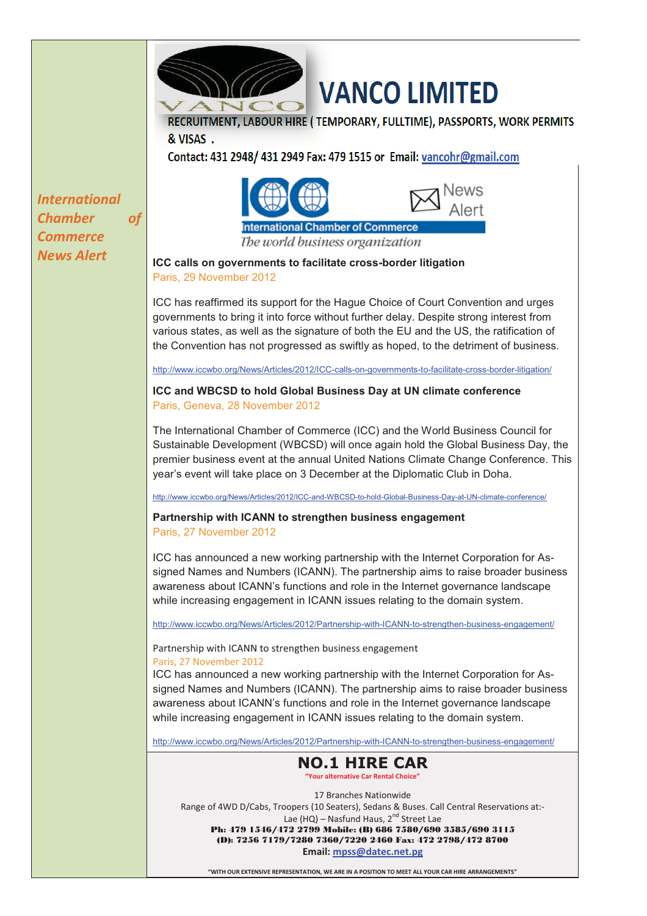# VANCO LIMITED

**RECRUITMENT, LABOUR HIRE ( TEMPORARY, FULLTIME), PASSPORTS, WORK PERMITS & VISAS .**

**Contact: 431 2948/ 431 2949 Fax: 479 1515 or Email: vancohr@gmail.com**

*International Chamber of Commerce News Alert*

International Chamber of Commerce
*The world business organization*

News Alert

### ICC calls on governments to facilitate cross-border litigation

Paris, 29 November 2012

ICC has reaffirmed its support for the Hague Choice of Court Convention and urges governments to bring it into force without further delay. Despite strong interest from various states, as well as the signature of both the EU and the US, the ratification of the Convention has not progressed as swiftly as hoped, to the detriment of business.

http://www.iccwbo.org/News/Articles/2012/ICC-calls-on-governments-to-facilitate-cross-border-litigation/

### ICC and WBCSD to hold Global Business Day at UN climate conference

Paris, Geneva, 28 November 2012

The International Chamber of Commerce (ICC) and the World Business Council for Sustainable Development (WBCSD) will once again hold the Global Business Day, the premier business event at the annual United Nations Climate Change Conference. This year's event will take place on 3 December at the Diplomatic Club in Doha.

http://www.iccwbo.org/News/Articles/2012/ICC-and-WBCSD-to-hold-Global-Business-Day-at-UN-climate-conference/

### Partnership with ICANN to strengthen business engagement

Paris, 27 November 2012

ICC has announced a new working partnership with the Internet Corporation for Assigned Names and Numbers (ICANN). The partnership aims to raise broader business awareness about ICANN's functions and role in the Internet governance landscape while increasing engagement in ICANN issues relating to the domain system.

http://www.iccwbo.org/News/Articles/2012/Partnership-with-ICANN-to-strengthen-business-engagement/

Partnership with ICANN to strengthen business engagement

Paris, 27 November 2012

ICC has announced a new working partnership with the Internet Corporation for Assigned Names and Numbers (ICANN). The partnership aims to raise broader business awareness about ICANN's functions and role in the Internet governance landscape while increasing engagement in ICANN issues relating to the domain system.

http://www.iccwbo.org/News/Articles/2012/Partnership-with-ICANN-to-strengthen-business-engagement/

## NO.1 HIRE CAR

**"Your alternative Car Rental Choice"**

17 Branches Nationwide

Range of 4WD D/Cabs, Troopers (10 Seaters), Sedans & Buses. Call Central Reservations at:-

Lae (HQ) – Nasfund Haus, 2nd Street Lae

**Ph: 479 1546/472 2799 Mobile: (B) 686 7580/690 3585/690 3115**

**(D): 7256 7179/7280 7360/7220 2460 Fax: 472 2798/472 8700**

**Email: mpss@datec.net.pg**

**"WITH OUR EXTENSIVE REPRESENTATION, WE ARE IN A POSITION TO MEET ALL YOUR CAR HIRE ARRANGEMENTS"**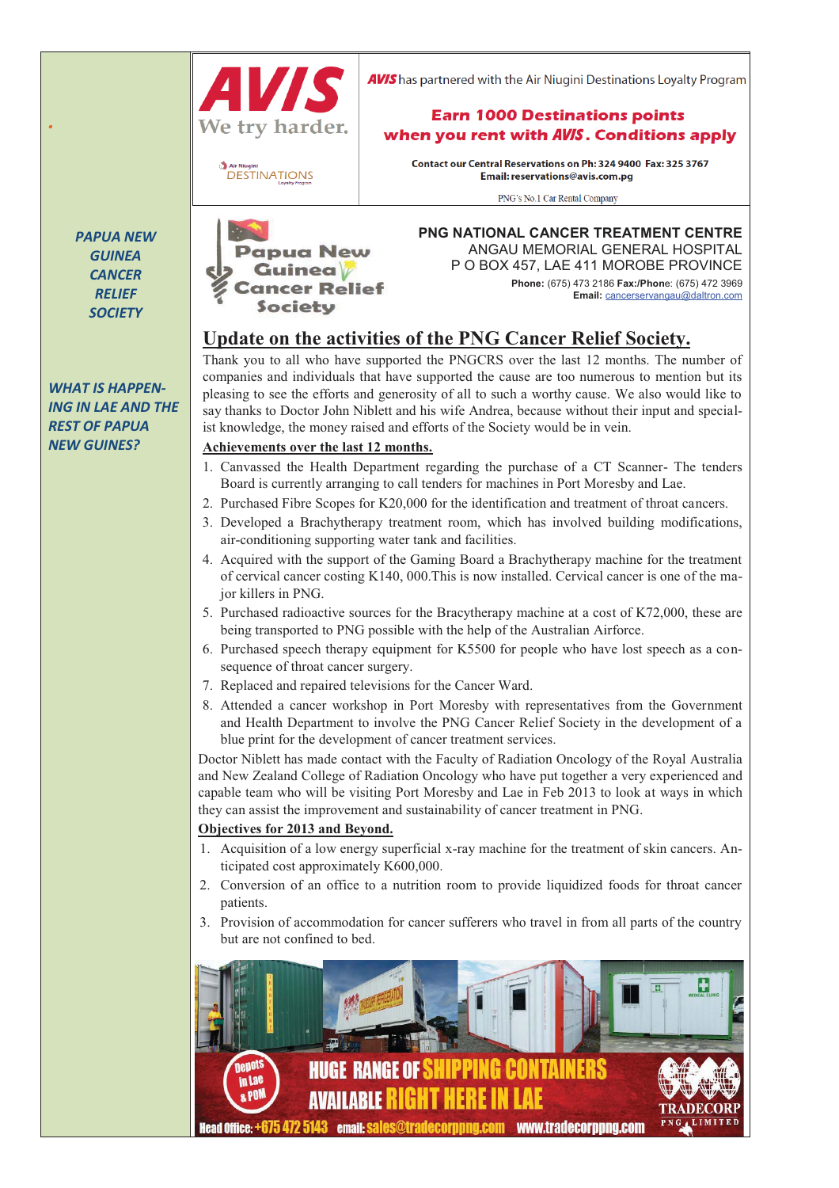*PAPUA NEW GUINEA CANCER RELIEF SOCIETY*

*WHAT IS HAPPENING IN LAE AND THE REST OF PAPUA NEW GUINES?*

**AVIS** We try harder.

Air Niugini DESTINATIONS Loyalty Program

**AVIS** has partnered with the Air Niugini Destinations Loyalty Program

**Earn 1000 Destinations points when you rent with AVIS. Conditions apply**

**Contact our Central Reservations on Ph: 324 9400 Fax: 325 3767**
**Email: reservations@avis.com.pg**

PNG's No.1 Car Rental Company

Papua New Guinea Cancer Relief Society

**PNG NATIONAL CANCER TREATMENT CENTRE**
ANGAU MEMORIAL GENERAL HOSPITAL
P O BOX 457, LAE 411 MOROBE PROVINCE
**Phone:** (675) 473 2186 **Fax:/Phone**: (675) 472 3969
**Email:** cancerservangau@daltron.com

## Update on the activities of the PNG Cancer Relief Society.

Thank you to all who have supported the PNGCRS over the last 12 months. The number of companies and individuals that have supported the cause are too numerous to mention but its pleasing to see the efforts and generosity of all to such a worthy cause. We also would like to say thanks to Doctor John Niblett and his wife Andrea, because without their input and specialist knowledge, the money raised and efforts of the Society would be in vein.

**Achievements over the last 12 months.**

1. Canvassed the Health Department regarding the purchase of a CT Scanner- The tenders Board is currently arranging to call tenders for machines in Port Moresby and Lae.
2. Purchased Fibre Scopes for K20,000 for the identification and treatment of throat cancers.
3. Developed a Brachytherapy treatment room, which has involved building modifications, air-conditioning supporting water tank and facilities.
4. Acquired with the support of the Gaming Board a Brachytherapy machine for the treatment of cervical cancer costing K140, 000.This is now installed. Cervical cancer is one of the major killers in PNG.
5. Purchased radioactive sources for the Bracytherapy machine at a cost of K72,000, these are being transported to PNG possible with the help of the Australian Airforce.
6. Purchased speech therapy equipment for K5500 for people who have lost speech as a consequence of throat cancer surgery.
7. Replaced and repaired televisions for the Cancer Ward.
8. Attended a cancer workshop in Port Moresby with representatives from the Government and Health Department to involve the PNG Cancer Relief Society in the development of a blue print for the development of cancer treatment services.

Doctor Niblett has made contact with the Faculty of Radiation Oncology of the Royal Australia and New Zealand College of Radiation Oncology who have put together a very experienced and capable team who will be visiting Port Moresby and Lae in Feb 2013 to look at ways in which they can assist the improvement and sustainability of cancer treatment in PNG.

**Objectives for 2013 and Beyond.**

1. Acquisition of a low energy superficial x-ray machine for the treatment of skin cancers. Anticipated cost approximately K600,000.
2. Conversion of an office to a nutrition room to provide liquidized foods for throat cancer patients.
3. Provision of accommodation for cancer sufferers who travel in from all parts of the country but are not confined to bed.

Depots in Lae & POM

**HUGE RANGE OF SHIPPING CONTAINERS AVAILABLE RIGHT HERE IN LAE**

TRADECORP PNG LIMITED

Head Office: +675 472 5143 email: sales@tradecorppng.com www.tradecorppng.com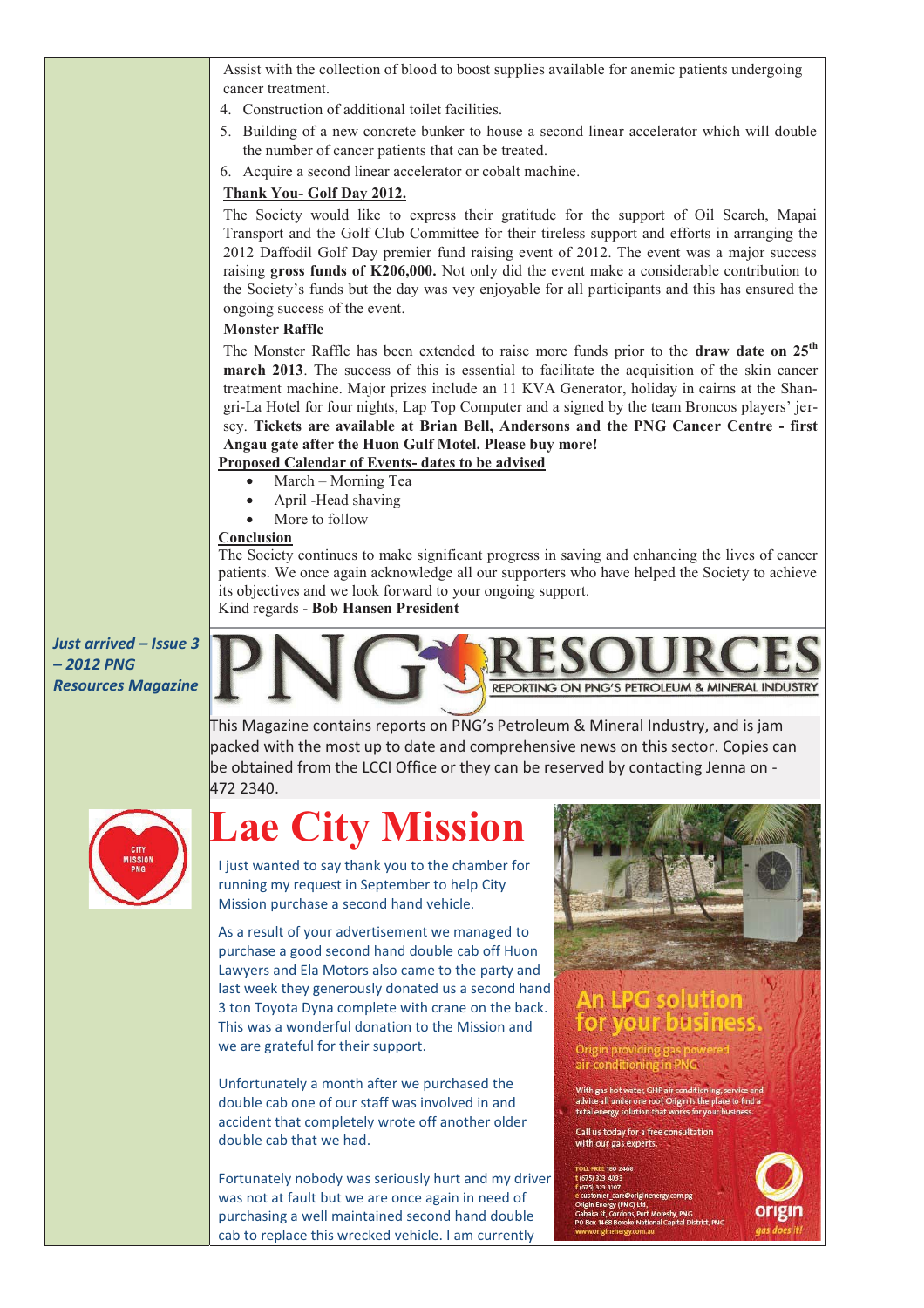Assist with the collection of blood to boost supplies available for anemic patients undergoing cancer treatment.

4. Construction of additional toilet facilities.
5. Building of a new concrete bunker to house a second linear accelerator which will double the number of cancer patients that can be treated.
6. Acquire a second linear accelerator or cobalt machine.

**Thank You- Golf Day 2012.**

The Society would like to express their gratitude for the support of Oil Search, Mapai Transport and the Golf Club Committee for their tireless support and efforts in arranging the 2012 Daffodil Golf Day premier fund raising event of 2012. The event was a major success raising **gross funds of K206,000.** Not only did the event make a considerable contribution to the Society's funds but the day was vey enjoyable for all participants and this has ensured the ongoing success of the event.

**Monster Raffle**

The Monster Raffle has been extended to raise more funds prior to the **draw date on 25th march 2013**. The success of this is essential to facilitate the acquisition of the skin cancer treatment machine. Major prizes include an 11 KVA Generator, holiday in cairns at the Shan-gri-La Hotel for four nights, Lap Top Computer and a signed by the team Broncos players' jer-sey. **Tickets are available at Brian Bell, Andersons and the PNG Cancer Centre - first Angau gate after the Huon Gulf Motel. Please buy more!**

**Proposed Calendar of Events- dates to be advised**

- March – Morning Tea
- April -Head shaving
- More to follow

**Conclusion**

The Society continues to make significant progress in saving and enhancing the lives of cancer patients. We once again acknowledge all our supporters who have helped the Society to achieve its objectives and we look forward to your ongoing support.

Kind regards - **Bob Hansen President**

***Just arrived – Issue 3 – 2012 PNG Resources Magazine***

PNG RESOURCES — REPORTING ON PNG'S PETROLEUM & MINERAL INDUSTRY

This Magazine contains reports on PNG's Petroleum & Mineral Industry, and is jam packed with the most up to date and comprehensive news on this sector. Copies can be obtained from the LCCI Office or they can be reserved by contacting Jenna on - 472 2340.

# Lae City Mission

I just wanted to say thank you to the chamber for running my request in September to help City Mission purchase a second hand vehicle.

As a result of your advertisement we managed to purchase a good second hand double cab off Huon Lawyers and Ela Motors also came to the party and last week they generously donated us a second hand 3 ton Toyota Dyna complete with crane on the back. This was a wonderful donation to the Mission and we are grateful for their support.

Unfortunately a month after we purchased the double cab one of our staff was involved in and accident that completely wrote off another older double cab that we had.

Fortunately nobody was seriously hurt and my driver was not at fault but we are once again in need of purchasing a well maintained second hand double cab to replace this wrecked vehicle. I am currently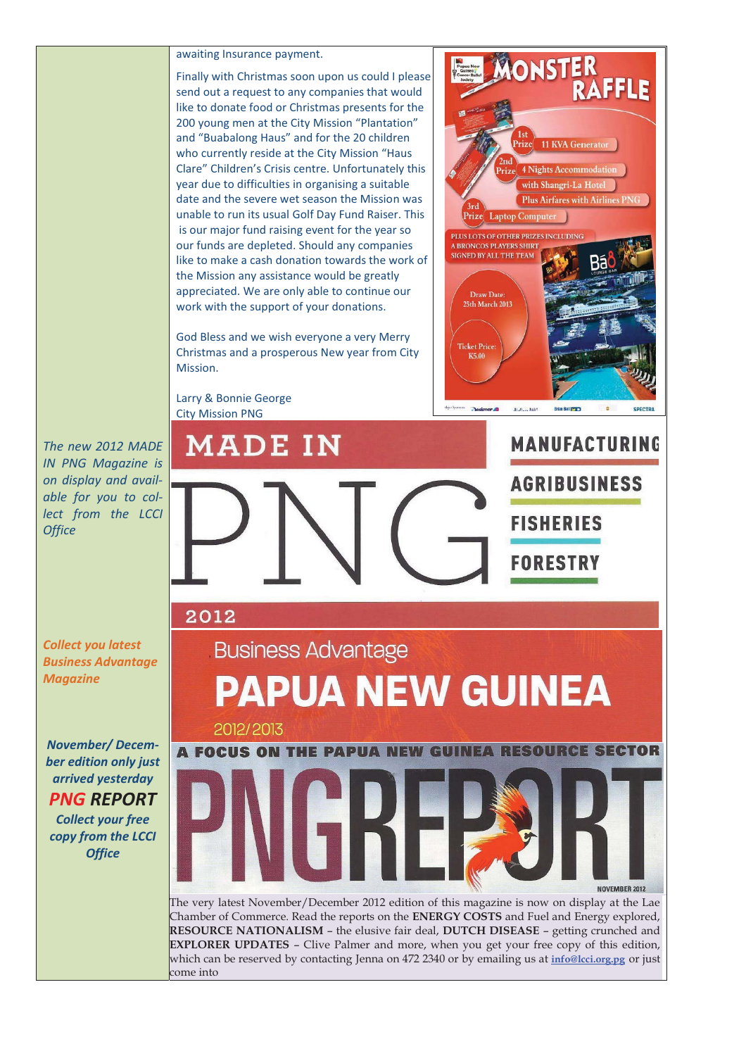awaiting Insurance payment.

Finally with Christmas soon upon us could I please send out a request to any companies that would like to donate food or Christmas presents for the 200 young men at the City Mission "Plantation" and "Buabalong Haus" and for the 20 children who currently reside at the City Mission "Haus Clare" Children's Crisis centre. Unfortunately this year due to difficulties in organising a suitable date and the severe wet season the Mission was unable to run its usual Golf Day Fund Raiser. This is our major fund raising event for the year so our funds are depleted. Should any companies like to make a cash donation towards the work of the Mission any assistance would be greatly appreciated. We are only able to continue our work with the support of your donations.

God Bless and we wish everyone a very Merry Christmas and a prosperous New year from City Mission.

Larry & Bonnie George
City Mission PNG

## MONSTER RAFFLE

1st Prize 11 KVA Generator

2nd Prize 4 Nights Accommodation with Shangri-La Hotel Plus Airfares with Airlines PNG

3rd Prize Laptop Computer

PLUS LOTS OF OTHER PRIZES INCLUDING A BRONCOS PLAYERS SHIRT SIGNED BY ALL THE TEAM

Draw Date: 25th March 2013

Ticket Price: K5.00

*The new 2012 MADE IN PNG Magazine is on display and available for you to collect from the LCCI Office*

## MADE IN PNG 2012

MANUFACTURING

AGRIBUSINESS

FISHERIES

FORESTRY

***Collect you latest Business Advantage Magazine***

## Business Advantage PAPUA NEW GUINEA 2012/2013

***November/ December edition only just arrived yesterday***

***PNG REPORT***

***Collect your free copy from the LCCI Office***

## A FOCUS ON THE PAPUA NEW GUINEA RESOURCE SECTOR

## PNG REPORT

NOVEMBER 2012

The very latest November/December 2012 edition of this magazine is now on display at the Lae Chamber of Commerce. Read the reports on the **ENERGY COSTS** and Fuel and Energy explored, **RESOURCE NATIONALISM** – the elusive fair deal, **DUTCH DISEASE** – getting crunched and **EXPLORER UPDATES** – Clive Palmer and more, when you get your free copy of this edition, which can be reserved by contacting Jenna on 472 2340 or by emailing us at **info@lcci.org.pg** or just come into